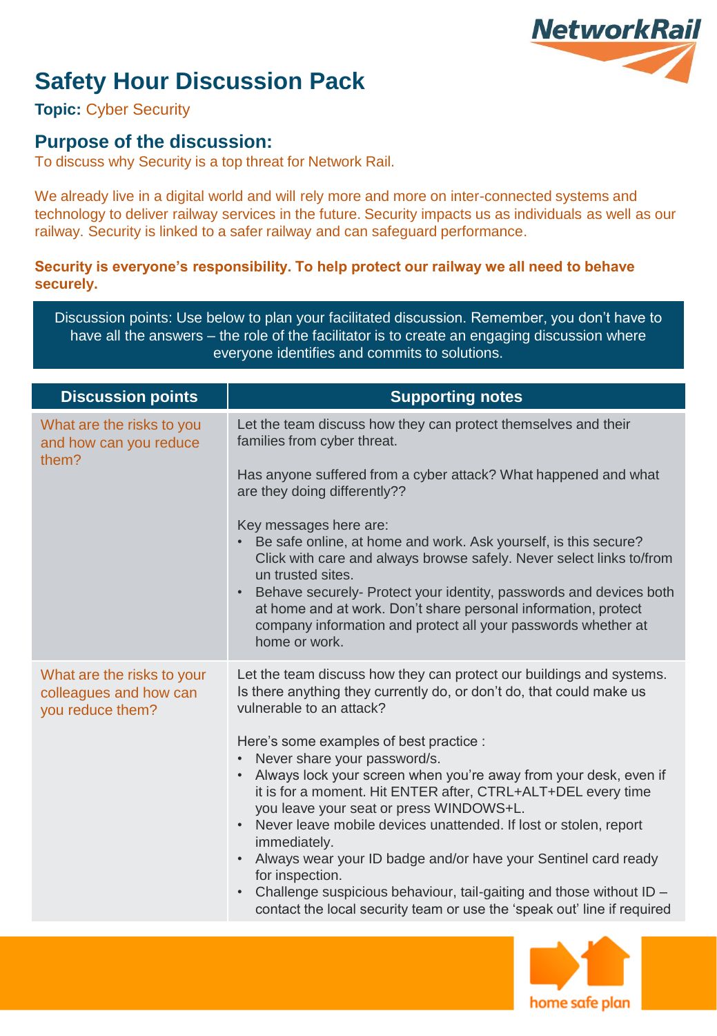# Safety Hour Discussion Pack

**Topic:** Cyber Security

## Purpose of the discussion:

To discuss why Security is a top threat for Network Rail.

We already live in a digital world and will rely more and more on inter-connected systems and technology to deliver railway services in the future. Security impacts us as individuals as well as our railway. Security is linked to a safer railway and can safeguard performance.

**Security is everyone's responsibility. To help protect our railway we all need to behave securely.**

Discussion points: Use below to plan your facilitated discussion. Remember, you don't have to have all the answers – the role of the facilitator is to create an engaging discussion where everyone identifies and commits to solutions.

| Discussion points | Supporting notes |
| --- | --- |
| What are the risks to you and how can you reduce them? | Let the team discuss how they can protect themselves and their families from cyber threat.<br><br>Has anyone suffered from a cyber attack? What happened and what are they doing differently??<br><br>Key messages here are:<br>• Be safe online, at home and work. Ask yourself, is this secure? Click with care and always browse safely. Never select links to/from un trusted sites.<br>• Behave securely- Protect your identity, passwords and devices both at home and at work. Don't share personal information, protect company information and protect all your passwords whether at home or work. |
| What are the risks to your colleagues and how can you reduce them? | Let the team discuss how they can protect our buildings and systems. Is there anything they currently do, or don't do, that could make us vulnerable to an attack?<br><br>Here's some examples of best practice :<br>• Never share your password/s.<br>• Always lock your screen when you're away from your desk, even if it is for a moment. Hit ENTER after, CTRL+ALT+DEL every time you leave your seat or press WINDOWS+L.<br>• Never leave mobile devices unattended. If lost or stolen, report immediately.<br>• Always wear your ID badge and/or have your Sentinel card ready for inspection.<br>• Challenge suspicious behaviour, tail-gaiting and those without ID – contact the local security team or use the 'speak out' line if required |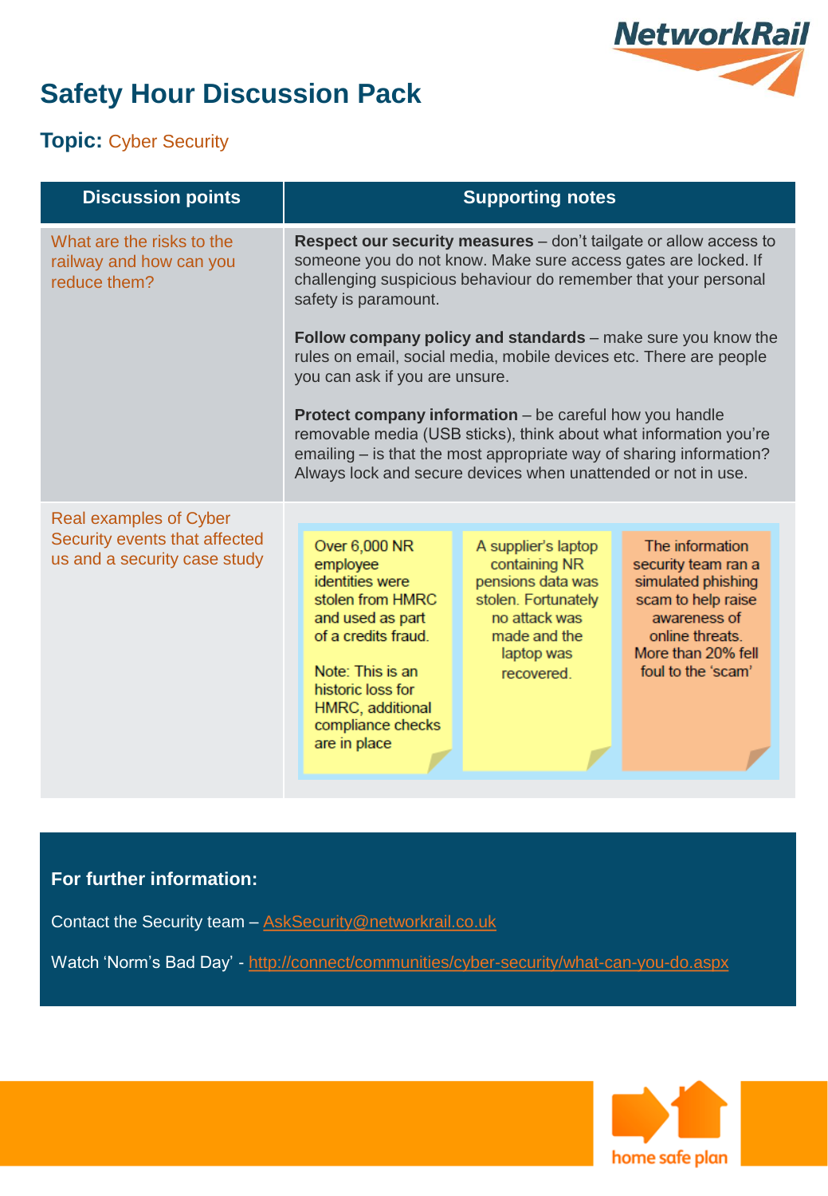# Safety Hour Discussion Pack

**Topic:** Cyber Security

| Discussion points | Supporting notes |
|---|---|
| What are the risks to the railway and how can you reduce them? | **Respect our security measures** – don't tailgate or allow access to someone you do not know. Make sure access gates are locked. If challenging suspicious behaviour do remember that your personal safety is paramount.<br><br>**Follow company policy and standards** – make sure you know the rules on email, social media, mobile devices etc. There are people you can ask if you are unsure.<br><br>**Protect company information** – be careful how you handle removable media (USB sticks), think about what information you're emailing – is that the most appropriate way of sharing information? Always lock and secure devices when unattended or not in use. |
| Real examples of Cyber Security events that affected us and a security case study | Over 6,000 NR employee identities were stolen from HMRC and used as part of a credits fraud.<br><br>Note: This is an historic loss for HMRC, additional compliance checks are in place<br><br>A supplier's laptop containing NR pensions data was stolen. Fortunately no attack was made and the laptop was recovered.<br><br>The information security team ran a simulated phishing scam to help raise awareness of online threats. More than 20% fell foul to the 'scam' |

**For further information:**

Contact the Security team – AskSecurity@networkrail.co.uk

Watch 'Norm's Bad Day' - http://connect/communities/cyber-security/what-can-you-do.aspx

home safe plan